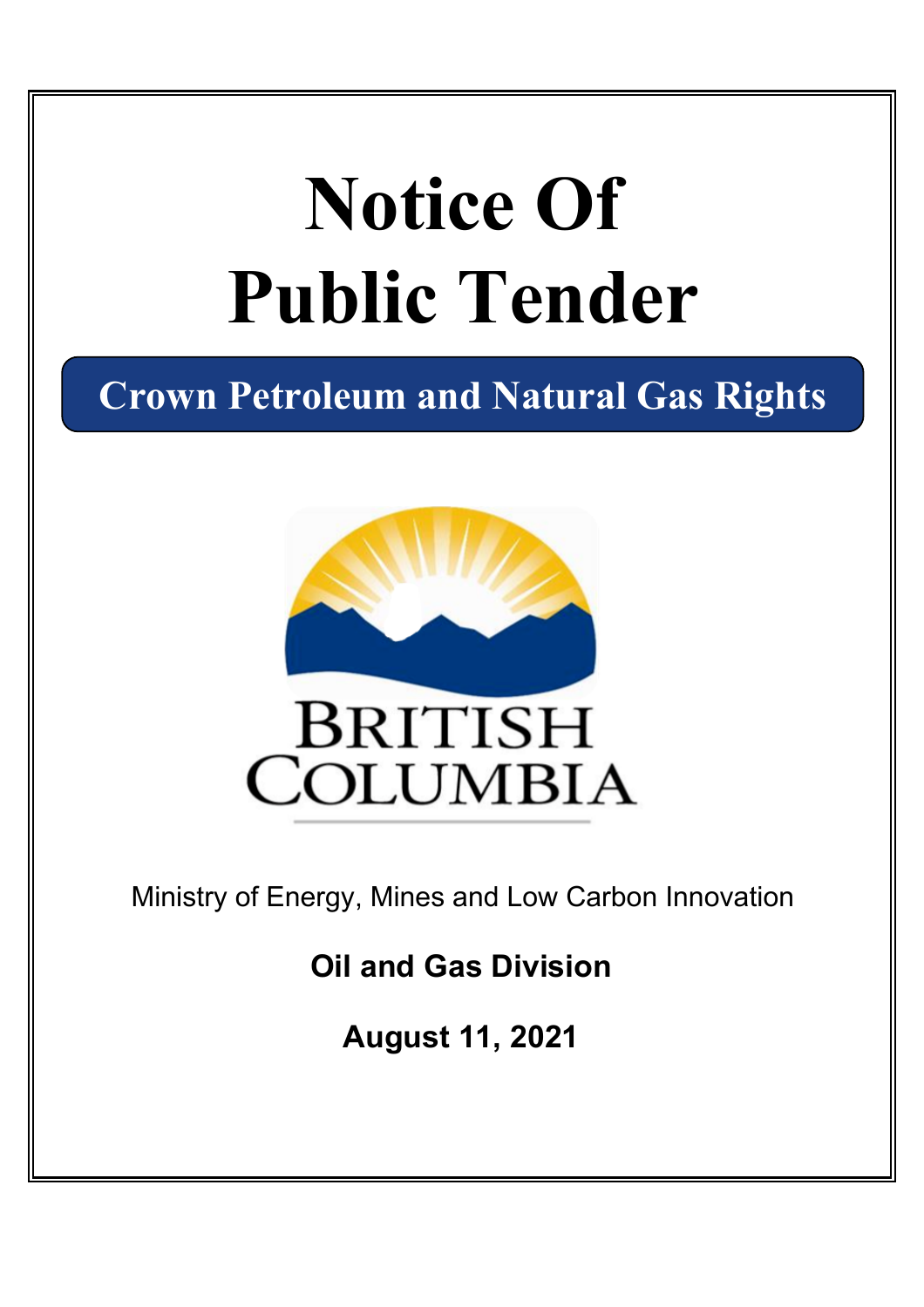# Notice Of Public Tender

## Crown Petroleum and Natural Gas Rights

BRITISH COLUMBIA

Ministry of Energy, Mines and Low Carbon Innovation

**Oil and Gas Division**

**August 11, 2021**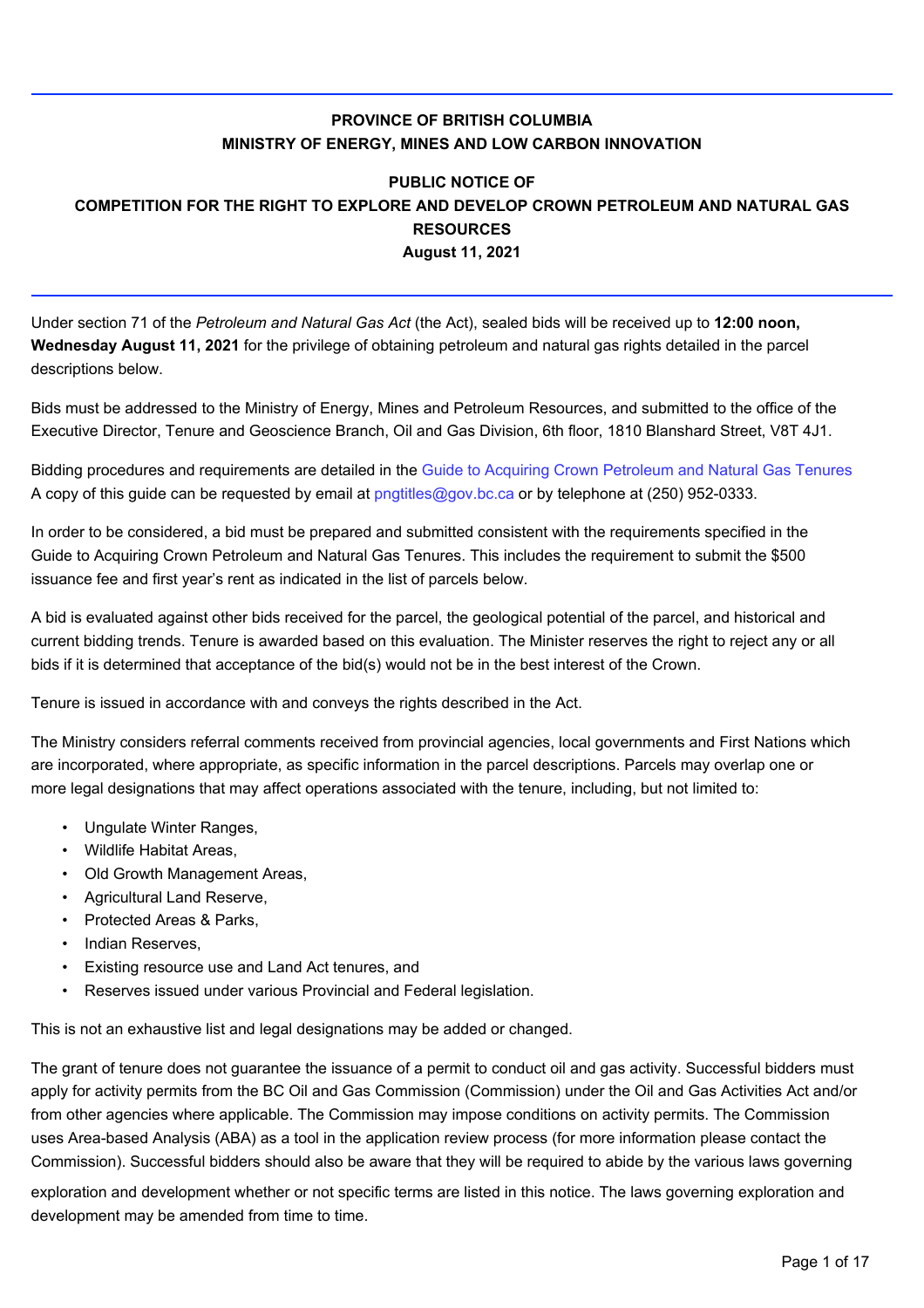**PROVINCE OF BRITISH COLUMBIA**
**MINISTRY OF ENERGY, MINES AND LOW CARBON INNOVATION**

**PUBLIC NOTICE OF**
**COMPETITION FOR THE RIGHT TO EXPLORE AND DEVELOP CROWN PETROLEUM AND NATURAL GAS RESOURCES**
**August 11, 2021**

Under section 71 of the *Petroleum and Natural Gas Act* (the Act), sealed bids will be received up to **12:00 noon, Wednesday August 11, 2021** for the privilege of obtaining petroleum and natural gas rights detailed in the parcel descriptions below.

Bids must be addressed to the Ministry of Energy, Mines and Petroleum Resources, and submitted to the office of the Executive Director, Tenure and Geoscience Branch, Oil and Gas Division, 6th floor, 1810 Blanshard Street, V8T 4J1.

Bidding procedures and requirements are detailed in the Guide to Acquiring Crown Petroleum and Natural Gas Tenures A copy of this guide can be requested by email at pngtitles@gov.bc.ca or by telephone at (250) 952-0333.

In order to be considered, a bid must be prepared and submitted consistent with the requirements specified in the Guide to Acquiring Crown Petroleum and Natural Gas Tenures. This includes the requirement to submit the $500 issuance fee and first year's rent as indicated in the list of parcels below.

A bid is evaluated against other bids received for the parcel, the geological potential of the parcel, and historical and current bidding trends. Tenure is awarded based on this evaluation. The Minister reserves the right to reject any or all bids if it is determined that acceptance of the bid(s) would not be in the best interest of the Crown.

Tenure is issued in accordance with and conveys the rights described in the Act.

The Ministry considers referral comments received from provincial agencies, local governments and First Nations which are incorporated, where appropriate, as specific information in the parcel descriptions. Parcels may overlap one or more legal designations that may affect operations associated with the tenure, including, but not limited to:

- Ungulate Winter Ranges,
- Wildlife Habitat Areas,
- Old Growth Management Areas,
- Agricultural Land Reserve,
- Protected Areas & Parks,
- Indian Reserves,
- Existing resource use and Land Act tenures, and
- Reserves issued under various Provincial and Federal legislation.

This is not an exhaustive list and legal designations may be added or changed.

The grant of tenure does not guarantee the issuance of a permit to conduct oil and gas activity. Successful bidders must apply for activity permits from the BC Oil and Gas Commission (Commission) under the Oil and Gas Activities Act and/or from other agencies where applicable. The Commission may impose conditions on activity permits. The Commission uses Area-based Analysis (ABA) as a tool in the application review process (for more information please contact the Commission). Successful bidders should also be aware that they will be required to abide by the various laws governing exploration and development whether or not specific terms are listed in this notice. The laws governing exploration and development may be amended from time to time.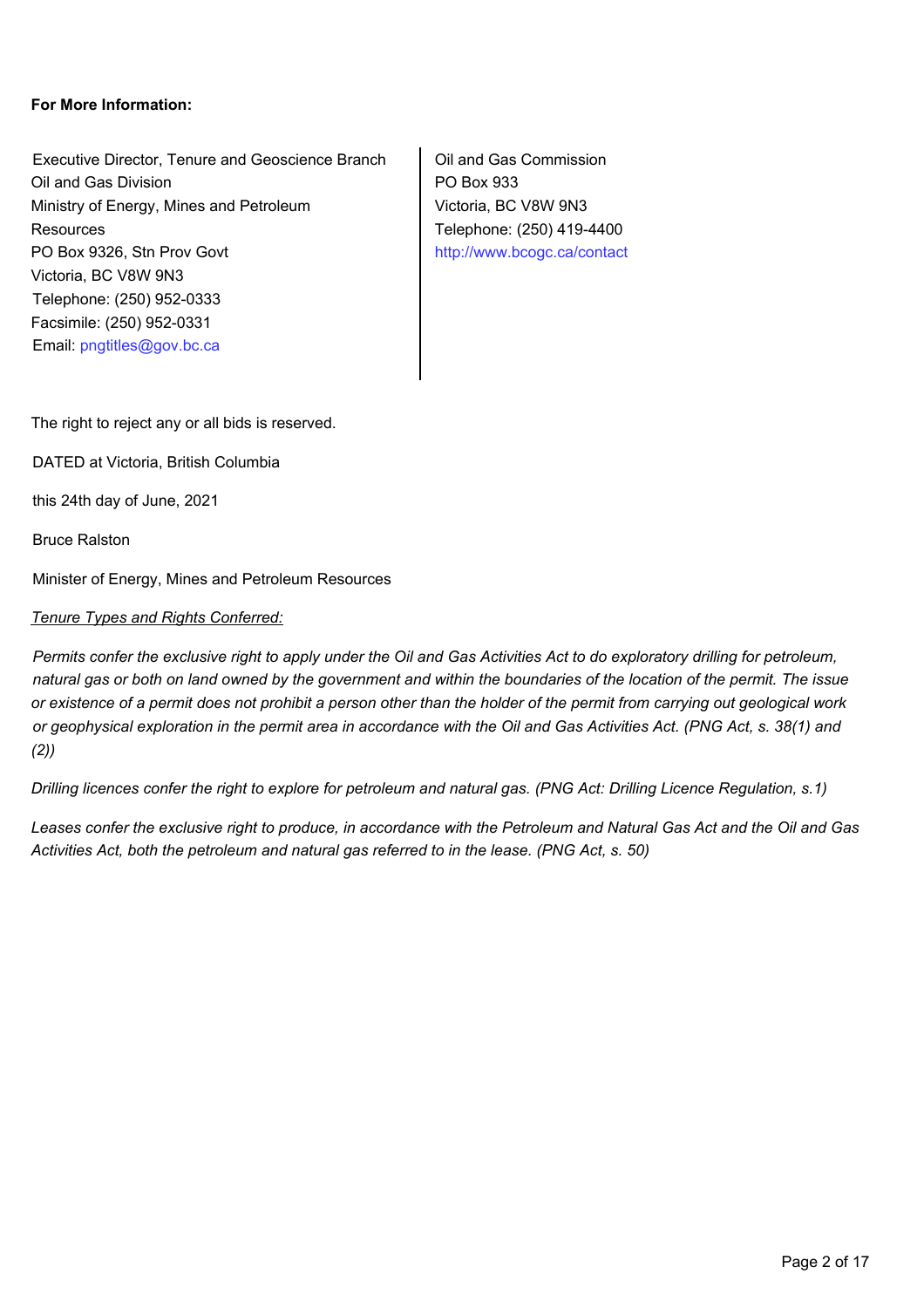**For More Information:**

Executive Director, Tenure and Geoscience Branch
Oil and Gas Division
Ministry of Energy, Mines and Petroleum Resources
PO Box 9326, Stn Prov Govt
Victoria, BC V8W 9N3
Telephone: (250) 952-0333
Facsimile: (250) 952-0331
Email: pngtitles@gov.bc.ca

Oil and Gas Commission
PO Box 933
Victoria, BC V8W 9N3
Telephone: (250) 419-4400
http://www.bcogc.ca/contact

The right to reject any or all bids is reserved.

DATED at Victoria, British Columbia

this 24th day of June, 2021

Bruce Ralston

Minister of Energy, Mines and Petroleum Resources

*Tenure Types and Rights Conferred:*

*Permits confer the exclusive right to apply under the Oil and Gas Activities Act to do exploratory drilling for petroleum, natural gas or both on land owned by the government and within the boundaries of the location of the permit. The issue or existence of a permit does not prohibit a person other than the holder of the permit from carrying out geological work or geophysical exploration in the permit area in accordance with the Oil and Gas Activities Act. (PNG Act, s. 38(1) and (2))*

*Drilling licences confer the right to explore for petroleum and natural gas. (PNG Act: Drilling Licence Regulation, s.1)*

*Leases confer the exclusive right to produce, in accordance with the Petroleum and Natural Gas Act and the Oil and Gas Activities Act, both the petroleum and natural gas referred to in the lease. (PNG Act, s. 50)*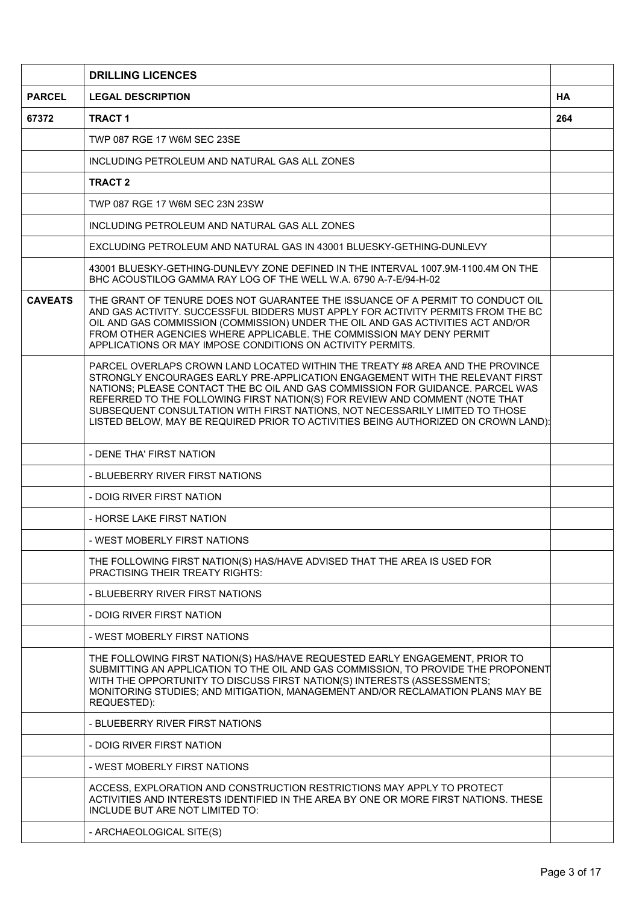| | **DRILLING LICENCES** | |
|---|---|---|
| **PARCEL** | **LEGAL DESCRIPTION** | **HA** |
| **67372** | **TRACT 1** | **264** |
| | TWP 087 RGE 17 W6M SEC 23SE | |
| | INCLUDING PETROLEUM AND NATURAL GAS ALL ZONES | |
| | **TRACT 2** | |
| | TWP 087 RGE 17 W6M SEC 23N 23SW | |
| | INCLUDING PETROLEUM AND NATURAL GAS ALL ZONES | |
| | EXCLUDING PETROLEUM AND NATURAL GAS IN 43001 BLUESKY-GETHING-DUNLEVY | |
| | 43001 BLUESKY-GETHING-DUNLEVY ZONE DEFINED IN THE INTERVAL 1007.9M-1100.4M ON THE BHC ACOUSTILOG GAMMA RAY LOG OF THE WELL W.A. 6790 A-7-E/94-H-02 | |
| **CAVEATS** | THE GRANT OF TENURE DOES NOT GUARANTEE THE ISSUANCE OF A PERMIT TO CONDUCT OIL AND GAS ACTIVITY. SUCCESSFUL BIDDERS MUST APPLY FOR ACTIVITY PERMITS FROM THE BC OIL AND GAS COMMISSION (COMMISSION) UNDER THE OIL AND GAS ACTIVITIES ACT AND/OR FROM OTHER AGENCIES WHERE APPLICABLE. THE COMMISSION MAY DENY PERMIT APPLICATIONS OR MAY IMPOSE CONDITIONS ON ACTIVITY PERMITS. | |
| | PARCEL OVERLAPS CROWN LAND LOCATED WITHIN THE TREATY #8 AREA AND THE PROVINCE STRONGLY ENCOURAGES EARLY PRE-APPLICATION ENGAGEMENT WITH THE RELEVANT FIRST NATIONS; PLEASE CONTACT THE BC OIL AND GAS COMMISSION FOR GUIDANCE. PARCEL WAS REFERRED TO THE FOLLOWING FIRST NATION(S) FOR REVIEW AND COMMENT (NOTE THAT SUBSEQUENT CONSULTATION WITH FIRST NATIONS, NOT NECESSARILY LIMITED TO THOSE LISTED BELOW, MAY BE REQUIRED PRIOR TO ACTIVITIES BEING AUTHORIZED ON CROWN LAND): | |
| | - DENE THA' FIRST NATION | |
| | - BLUEBERRY RIVER FIRST NATIONS | |
| | - DOIG RIVER FIRST NATION | |
| | - HORSE LAKE FIRST NATION | |
| | - WEST MOBERLY FIRST NATIONS | |
| | THE FOLLOWING FIRST NATION(S) HAS/HAVE ADVISED THAT THE AREA IS USED FOR PRACTISING THEIR TREATY RIGHTS: | |
| | - BLUEBERRY RIVER FIRST NATIONS | |
| | - DOIG RIVER FIRST NATION | |
| | - WEST MOBERLY FIRST NATIONS | |
| | THE FOLLOWING FIRST NATION(S) HAS/HAVE REQUESTED EARLY ENGAGEMENT, PRIOR TO SUBMITTING AN APPLICATION TO THE OIL AND GAS COMMISSION, TO PROVIDE THE PROPONENT WITH THE OPPORTUNITY TO DISCUSS FIRST NATION(S) INTERESTS (ASSESSMENTS; MONITORING STUDIES; AND MITIGATION, MANAGEMENT AND/OR RECLAMATION PLANS MAY BE REQUESTED): | |
| | - BLUEBERRY RIVER FIRST NATIONS | |
| | - DOIG RIVER FIRST NATION | |
| | - WEST MOBERLY FIRST NATIONS | |
| | ACCESS, EXPLORATION AND CONSTRUCTION RESTRICTIONS MAY APPLY TO PROTECT ACTIVITIES AND INTERESTS IDENTIFIED IN THE AREA BY ONE OR MORE FIRST NATIONS. THESE INCLUDE BUT ARE NOT LIMITED TO: | |
| | - ARCHAEOLOGICAL SITE(S) | |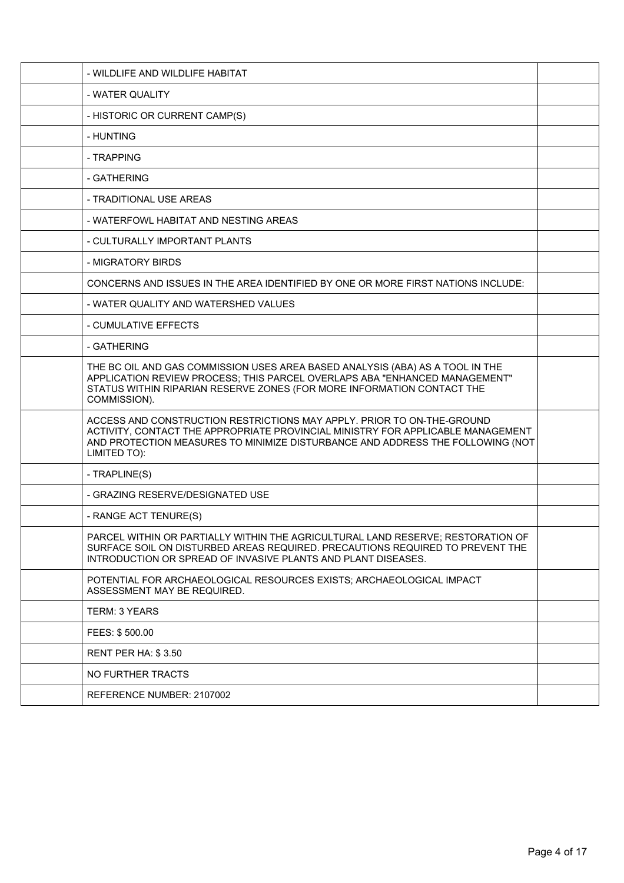| | | |
|---|---|---|
| | - WILDLIFE AND WILDLIFE HABITAT | |
| | - WATER QUALITY | |
| | - HISTORIC OR CURRENT CAMP(S) | |
| | - HUNTING | |
| | - TRAPPING | |
| | - GATHERING | |
| | - TRADITIONAL USE AREAS | |
| | - WATERFOWL HABITAT AND NESTING AREAS | |
| | - CULTURALLY IMPORTANT PLANTS | |
| | - MIGRATORY BIRDS | |
| | CONCERNS AND ISSUES IN THE AREA IDENTIFIED BY ONE OR MORE FIRST NATIONS INCLUDE: | |
| | - WATER QUALITY AND WATERSHED VALUES | |
| | - CUMULATIVE EFFECTS | |
| | - GATHERING | |
| | THE BC OIL AND GAS COMMISSION USES AREA BASED ANALYSIS (ABA) AS A TOOL IN THE APPLICATION REVIEW PROCESS; THIS PARCEL OVERLAPS ABA "ENHANCED MANAGEMENT" STATUS WITHIN RIPARIAN RESERVE ZONES (FOR MORE INFORMATION CONTACT THE COMMISSION). | |
| | ACCESS AND CONSTRUCTION RESTRICTIONS MAY APPLY. PRIOR TO ON-THE-GROUND ACTIVITY, CONTACT THE APPROPRIATE PROVINCIAL MINISTRY FOR APPLICABLE MANAGEMENT AND PROTECTION MEASURES TO MINIMIZE DISTURBANCE AND ADDRESS THE FOLLOWING (NOT LIMITED TO): | |
| | - TRAPLINE(S) | |
| | - GRAZING RESERVE/DESIGNATED USE | |
| | - RANGE ACT TENURE(S) | |
| | PARCEL WITHIN OR PARTIALLY WITHIN THE AGRICULTURAL LAND RESERVE; RESTORATION OF SURFACE SOIL ON DISTURBED AREAS REQUIRED. PRECAUTIONS REQUIRED TO PREVENT THE INTRODUCTION OR SPREAD OF INVASIVE PLANTS AND PLANT DISEASES. | |
| | POTENTIAL FOR ARCHAEOLOGICAL RESOURCES EXISTS; ARCHAEOLOGICAL IMPACT ASSESSMENT MAY BE REQUIRED. | |
| | TERM: 3 YEARS | |
| | FEES: $ 500.00 | |
| | RENT PER HA: $ 3.50 | |
| | NO FURTHER TRACTS | |
| | REFERENCE NUMBER: 2107002 | |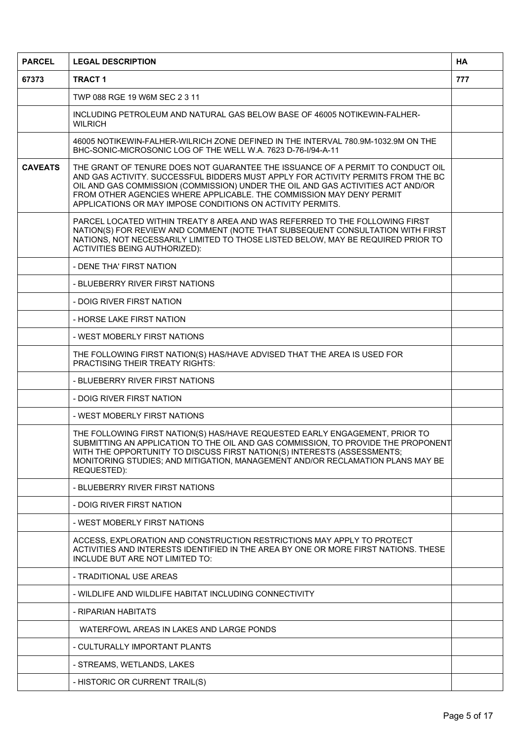| PARCEL | LEGAL DESCRIPTION | HA |
| --- | --- | --- |
| 67373 | TRACT 1 | 777 |
| | TWP 088 RGE 19 W6M SEC 2 3 11 | |
| | INCLUDING PETROLEUM AND NATURAL GAS BELOW BASE OF 46005 NOTIKEWIN-FALHER-WILRICH | |
| | 46005 NOTIKEWIN-FALHER-WILRICH ZONE DEFINED IN THE INTERVAL 780.9M-1032.9M ON THE BHC-SONIC-MICROSONIC LOG OF THE WELL W.A. 7623 D-76-I/94-A-11 | |
| CAVEATS | THE GRANT OF TENURE DOES NOT GUARANTEE THE ISSUANCE OF A PERMIT TO CONDUCT OIL AND GAS ACTIVITY. SUCCESSFUL BIDDERS MUST APPLY FOR ACTIVITY PERMITS FROM THE BC OIL AND GAS COMMISSION (COMMISSION) UNDER THE OIL AND GAS ACTIVITIES ACT AND/OR FROM OTHER AGENCIES WHERE APPLICABLE. THE COMMISSION MAY DENY PERMIT APPLICATIONS OR MAY IMPOSE CONDITIONS ON ACTIVITY PERMITS. | |
| | PARCEL LOCATED WITHIN TREATY 8 AREA AND WAS REFERRED TO THE FOLLOWING FIRST NATION(S) FOR REVIEW AND COMMENT (NOTE THAT SUBSEQUENT CONSULTATION WITH FIRST NATIONS, NOT NECESSARILY LIMITED TO THOSE LISTED BELOW, MAY BE REQUIRED PRIOR TO ACTIVITIES BEING AUTHORIZED): | |
| | - DENE THA' FIRST NATION | |
| | - BLUEBERRY RIVER FIRST NATIONS | |
| | - DOIG RIVER FIRST NATION | |
| | - HORSE LAKE FIRST NATION | |
| | - WEST MOBERLY FIRST NATIONS | |
| | THE FOLLOWING FIRST NATION(S) HAS/HAVE ADVISED THAT THE AREA IS USED FOR PRACTISING THEIR TREATY RIGHTS: | |
| | - BLUEBERRY RIVER FIRST NATIONS | |
| | - DOIG RIVER FIRST NATION | |
| | - WEST MOBERLY FIRST NATIONS | |
| | THE FOLLOWING FIRST NATION(S) HAS/HAVE REQUESTED EARLY ENGAGEMENT, PRIOR TO SUBMITTING AN APPLICATION TO THE OIL AND GAS COMMISSION, TO PROVIDE THE PROPONENT WITH THE OPPORTUNITY TO DISCUSS FIRST NATION(S) INTERESTS (ASSESSMENTS; MONITORING STUDIES; AND MITIGATION, MANAGEMENT AND/OR RECLAMATION PLANS MAY BE REQUESTED): | |
| | - BLUEBERRY RIVER FIRST NATIONS | |
| | - DOIG RIVER FIRST NATION | |
| | - WEST MOBERLY FIRST NATIONS | |
| | ACCESS, EXPLORATION AND CONSTRUCTION RESTRICTIONS MAY APPLY TO PROTECT ACTIVITIES AND INTERESTS IDENTIFIED IN THE AREA BY ONE OR MORE FIRST NATIONS. THESE INCLUDE BUT ARE NOT LIMITED TO: | |
| | - TRADITIONAL USE AREAS | |
| | - WILDLIFE AND WILDLIFE HABITAT INCLUDING CONNECTIVITY | |
| | - RIPARIAN HABITATS | |
| | WATERFOWL AREAS IN LAKES AND LARGE PONDS | |
| | - CULTURALLY IMPORTANT PLANTS | |
| | - STREAMS, WETLANDS, LAKES | |
| | - HISTORIC OR CURRENT TRAIL(S) | |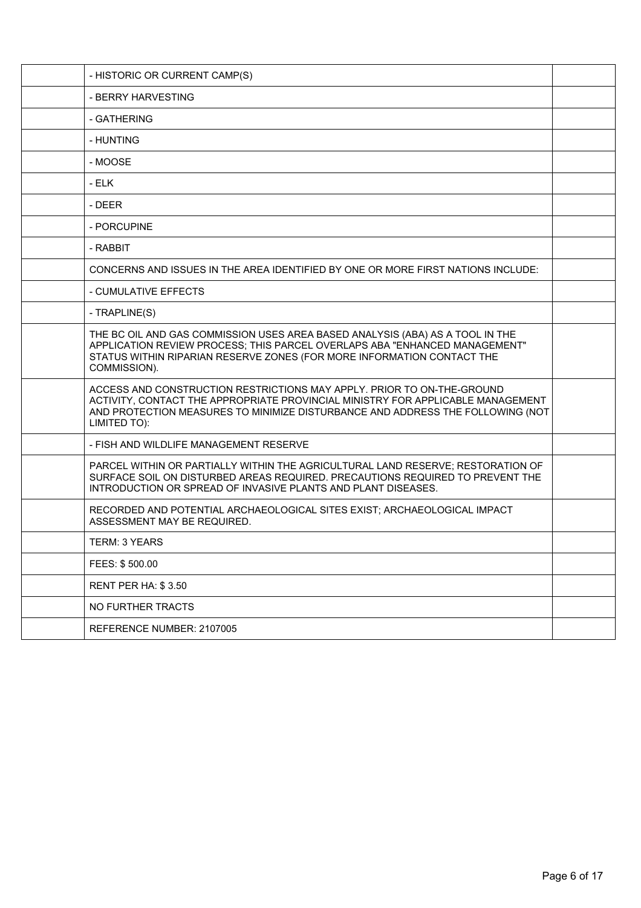| | | |
|---|---|---|
| | - HISTORIC OR CURRENT CAMP(S) | |
| | - BERRY HARVESTING | |
| | - GATHERING | |
| | - HUNTING | |
| | - MOOSE | |
| | - ELK | |
| | - DEER | |
| | - PORCUPINE | |
| | - RABBIT | |
| | CONCERNS AND ISSUES IN THE AREA IDENTIFIED BY ONE OR MORE FIRST NATIONS INCLUDE: | |
| | - CUMULATIVE EFFECTS | |
| | - TRAPLINE(S) | |
| | THE BC OIL AND GAS COMMISSION USES AREA BASED ANALYSIS (ABA) AS A TOOL IN THE APPLICATION REVIEW PROCESS; THIS PARCEL OVERLAPS ABA "ENHANCED MANAGEMENT" STATUS WITHIN RIPARIAN RESERVE ZONES (FOR MORE INFORMATION CONTACT THE COMMISSION). | |
| | ACCESS AND CONSTRUCTION RESTRICTIONS MAY APPLY. PRIOR TO ON-THE-GROUND ACTIVITY, CONTACT THE APPROPRIATE PROVINCIAL MINISTRY FOR APPLICABLE MANAGEMENT AND PROTECTION MEASURES TO MINIMIZE DISTURBANCE AND ADDRESS THE FOLLOWING (NOT LIMITED TO): | |
| | - FISH AND WILDLIFE MANAGEMENT RESERVE | |
| | PARCEL WITHIN OR PARTIALLY WITHIN THE AGRICULTURAL LAND RESERVE; RESTORATION OF SURFACE SOIL ON DISTURBED AREAS REQUIRED. PRECAUTIONS REQUIRED TO PREVENT THE INTRODUCTION OR SPREAD OF INVASIVE PLANTS AND PLANT DISEASES. | |
| | RECORDED AND POTENTIAL ARCHAEOLOGICAL SITES EXIST; ARCHAEOLOGICAL IMPACT ASSESSMENT MAY BE REQUIRED. | |
| | TERM: 3 YEARS | |
| | FEES: $ 500.00 | |
| | RENT PER HA: $ 3.50 | |
| | NO FURTHER TRACTS | |
| | REFERENCE NUMBER: 2107005 | |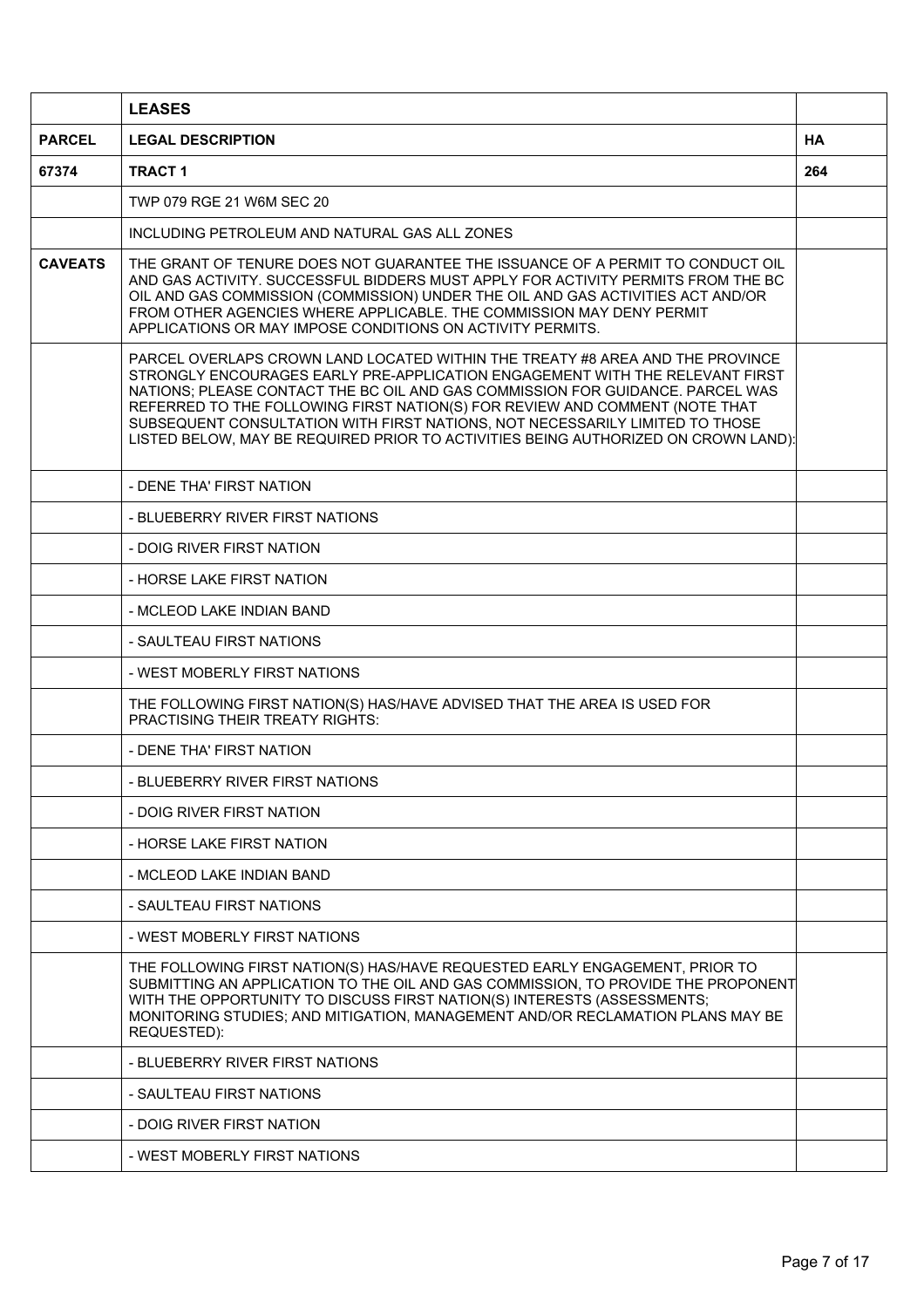| | LEASES | |
|---|---|---|
| **PARCEL** | **LEGAL DESCRIPTION** | **HA** |
| **67374** | **TRACT 1** | **264** |
| | TWP 079 RGE 21 W6M SEC 20 | |
| | INCLUDING PETROLEUM AND NATURAL GAS ALL ZONES | |
| **CAVEATS** | THE GRANT OF TENURE DOES NOT GUARANTEE THE ISSUANCE OF A PERMIT TO CONDUCT OIL AND GAS ACTIVITY. SUCCESSFUL BIDDERS MUST APPLY FOR ACTIVITY PERMITS FROM THE BC OIL AND GAS COMMISSION (COMMISSION) UNDER THE OIL AND GAS ACTIVITIES ACT AND/OR FROM OTHER AGENCIES WHERE APPLICABLE. THE COMMISSION MAY DENY PERMIT APPLICATIONS OR MAY IMPOSE CONDITIONS ON ACTIVITY PERMITS. | |
| | PARCEL OVERLAPS CROWN LAND LOCATED WITHIN THE TREATY #8 AREA AND THE PROVINCE STRONGLY ENCOURAGES EARLY PRE-APPLICATION ENGAGEMENT WITH THE RELEVANT FIRST NATIONS; PLEASE CONTACT THE BC OIL AND GAS COMMISSION FOR GUIDANCE. PARCEL WAS REFERRED TO THE FOLLOWING FIRST NATION(S) FOR REVIEW AND COMMENT (NOTE THAT SUBSEQUENT CONSULTATION WITH FIRST NATIONS, NOT NECESSARILY LIMITED TO THOSE LISTED BELOW, MAY BE REQUIRED PRIOR TO ACTIVITIES BEING AUTHORIZED ON CROWN LAND): | |
| | - DENE THA' FIRST NATION | |
| | - BLUEBERRY RIVER FIRST NATIONS | |
| | - DOIG RIVER FIRST NATION | |
| | - HORSE LAKE FIRST NATION | |
| | - MCLEOD LAKE INDIAN BAND | |
| | - SAULTEAU FIRST NATIONS | |
| | - WEST MOBERLY FIRST NATIONS | |
| | THE FOLLOWING FIRST NATION(S) HAS/HAVE ADVISED THAT THE AREA IS USED FOR PRACTISING THEIR TREATY RIGHTS: | |
| | - DENE THA' FIRST NATION | |
| | - BLUEBERRY RIVER FIRST NATIONS | |
| | - DOIG RIVER FIRST NATION | |
| | - HORSE LAKE FIRST NATION | |
| | - MCLEOD LAKE INDIAN BAND | |
| | - SAULTEAU FIRST NATIONS | |
| | - WEST MOBERLY FIRST NATIONS | |
| | THE FOLLOWING FIRST NATION(S) HAS/HAVE REQUESTED EARLY ENGAGEMENT, PRIOR TO SUBMITTING AN APPLICATION TO THE OIL AND GAS COMMISSION, TO PROVIDE THE PROPONENT WITH THE OPPORTUNITY TO DISCUSS FIRST NATION(S) INTERESTS (ASSESSMENTS; MONITORING STUDIES; AND MITIGATION, MANAGEMENT AND/OR RECLAMATION PLANS MAY BE REQUESTED): | |
| | - BLUEBERRY RIVER FIRST NATIONS | |
| | - SAULTEAU FIRST NATIONS | |
| | - DOIG RIVER FIRST NATION | |
| | - WEST MOBERLY FIRST NATIONS | |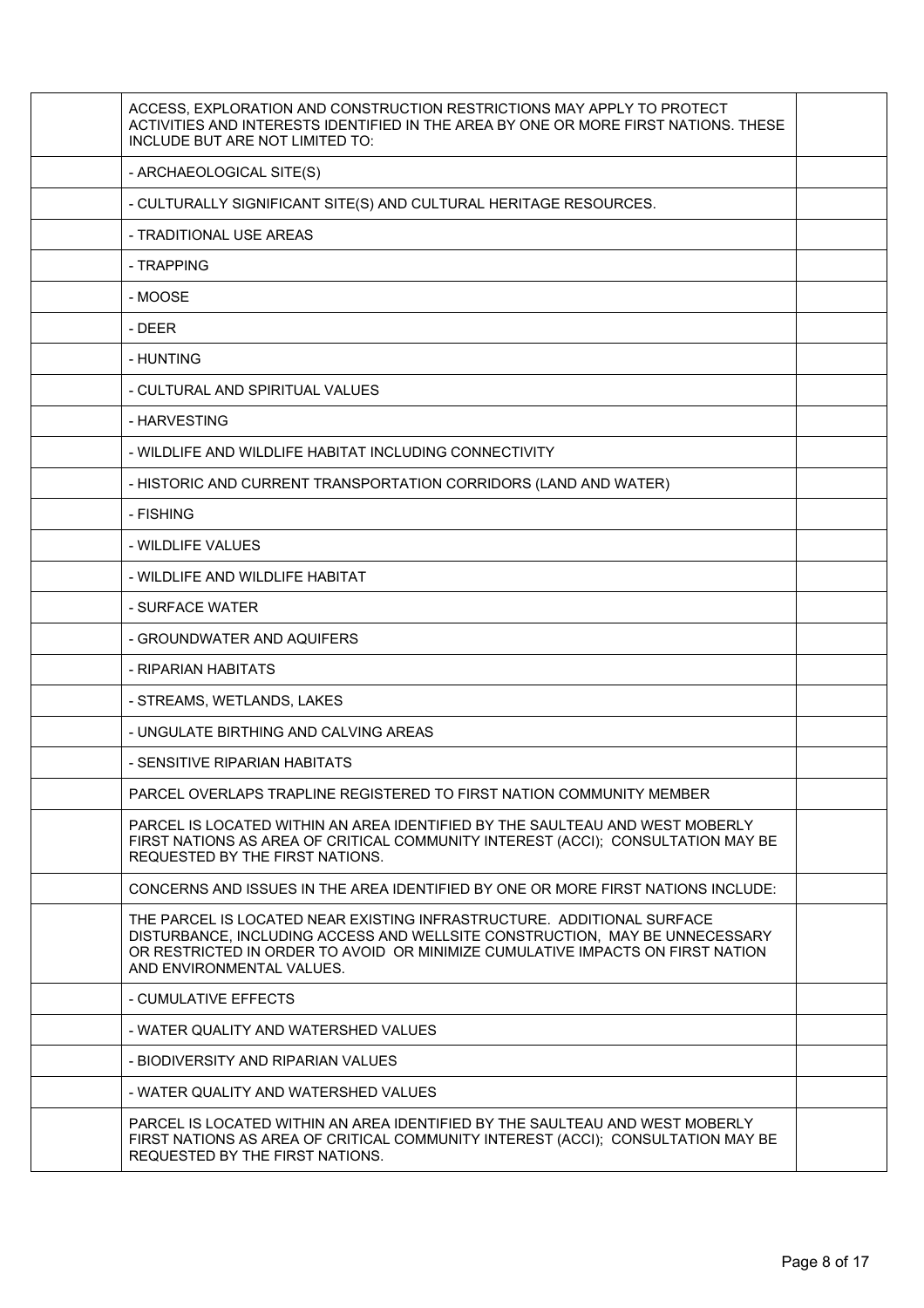| | | |
|---|---|---|
| | ACCESS, EXPLORATION AND CONSTRUCTION RESTRICTIONS MAY APPLY TO PROTECT ACTIVITIES AND INTERESTS IDENTIFIED IN THE AREA BY ONE OR MORE FIRST NATIONS. THESE INCLUDE BUT ARE NOT LIMITED TO: | |
| | - ARCHAEOLOGICAL SITE(S) | |
| | - CULTURALLY SIGNIFICANT SITE(S) AND CULTURAL HERITAGE RESOURCES. | |
| | - TRADITIONAL USE AREAS | |
| | - TRAPPING | |
| | - MOOSE | |
| | - DEER | |
| | - HUNTING | |
| | - CULTURAL AND SPIRITUAL VALUES | |
| | - HARVESTING | |
| | - WILDLIFE AND WILDLIFE HABITAT INCLUDING CONNECTIVITY | |
| | - HISTORIC AND CURRENT TRANSPORTATION CORRIDORS (LAND AND WATER) | |
| | - FISHING | |
| | - WILDLIFE VALUES | |
| | - WILDLIFE AND WILDLIFE HABITAT | |
| | - SURFACE WATER | |
| | - GROUNDWATER AND AQUIFERS | |
| | - RIPARIAN HABITATS | |
| | - STREAMS, WETLANDS, LAKES | |
| | - UNGULATE BIRTHING AND CALVING AREAS | |
| | - SENSITIVE RIPARIAN HABITATS | |
| | PARCEL OVERLAPS TRAPLINE REGISTERED TO FIRST NATION COMMUNITY MEMBER | |
| | PARCEL IS LOCATED WITHIN AN AREA IDENTIFIED BY THE SAULTEAU AND WEST MOBERLY FIRST NATIONS AS AREA OF CRITICAL COMMUNITY INTEREST (ACCI); CONSULTATION MAY BE REQUESTED BY THE FIRST NATIONS. | |
| | CONCERNS AND ISSUES IN THE AREA IDENTIFIED BY ONE OR MORE FIRST NATIONS INCLUDE: | |
| | THE PARCEL IS LOCATED NEAR EXISTING INFRASTRUCTURE. ADDITIONAL SURFACE DISTURBANCE, INCLUDING ACCESS AND WELLSITE CONSTRUCTION, MAY BE UNNECESSARY OR RESTRICTED IN ORDER TO AVOID OR MINIMIZE CUMULATIVE IMPACTS ON FIRST NATION AND ENVIRONMENTAL VALUES. | |
| | - CUMULATIVE EFFECTS | |
| | - WATER QUALITY AND WATERSHED VALUES | |
| | - BIODIVERSITY AND RIPARIAN VALUES | |
| | - WATER QUALITY AND WATERSHED VALUES | |
| | PARCEL IS LOCATED WITHIN AN AREA IDENTIFIED BY THE SAULTEAU AND WEST MOBERLY FIRST NATIONS AS AREA OF CRITICAL COMMUNITY INTEREST (ACCI); CONSULTATION MAY BE REQUESTED BY THE FIRST NATIONS. | |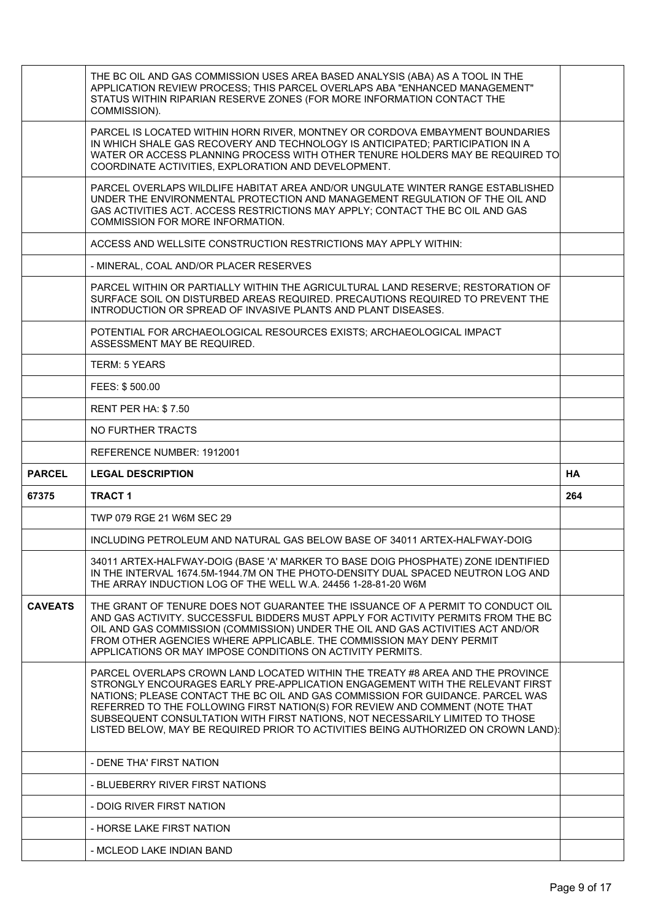| | | |
|---|---|---|
| | THE BC OIL AND GAS COMMISSION USES AREA BASED ANALYSIS (ABA) AS A TOOL IN THE APPLICATION REVIEW PROCESS; THIS PARCEL OVERLAPS ABA "ENHANCED MANAGEMENT" STATUS WITHIN RIPARIAN RESERVE ZONES (FOR MORE INFORMATION CONTACT THE COMMISSION). | |
| | PARCEL IS LOCATED WITHIN HORN RIVER, MONTNEY OR CORDOVA EMBAYMENT BOUNDARIES IN WHICH SHALE GAS RECOVERY AND TECHNOLOGY IS ANTICIPATED; PARTICIPATION IN A WATER OR ACCESS PLANNING PROCESS WITH OTHER TENURE HOLDERS MAY BE REQUIRED TO COORDINATE ACTIVITIES, EXPLORATION AND DEVELOPMENT. | |
| | PARCEL OVERLAPS WILDLIFE HABITAT AREA AND/OR UNGULATE WINTER RANGE ESTABLISHED UNDER THE ENVIRONMENTAL PROTECTION AND MANAGEMENT REGULATION OF THE OIL AND GAS ACTIVITIES ACT. ACCESS RESTRICTIONS MAY APPLY; CONTACT THE BC OIL AND GAS COMMISSION FOR MORE INFORMATION. | |
| | ACCESS AND WELLSITE CONSTRUCTION RESTRICTIONS MAY APPLY WITHIN: | |
| | - MINERAL, COAL AND/OR PLACER RESERVES | |
| | PARCEL WITHIN OR PARTIALLY WITHIN THE AGRICULTURAL LAND RESERVE; RESTORATION OF SURFACE SOIL ON DISTURBED AREAS REQUIRED. PRECAUTIONS REQUIRED TO PREVENT THE INTRODUCTION OR SPREAD OF INVASIVE PLANTS AND PLANT DISEASES. | |
| | POTENTIAL FOR ARCHAEOLOGICAL RESOURCES EXISTS; ARCHAEOLOGICAL IMPACT ASSESSMENT MAY BE REQUIRED. | |
| | TERM: 5 YEARS | |
| | FEES: $ 500.00 | |
| | RENT PER HA: $ 7.50 | |
| | NO FURTHER TRACTS | |
| | REFERENCE NUMBER: 1912001 | |
| **PARCEL** | **LEGAL DESCRIPTION** | **HA** |
| **67375** | **TRACT 1** | **264** |
| | TWP 079 RGE 21 W6M SEC 29 | |
| | INCLUDING PETROLEUM AND NATURAL GAS BELOW BASE OF 34011 ARTEX-HALFWAY-DOIG | |
| | 34011 ARTEX-HALFWAY-DOIG (BASE 'A' MARKER TO BASE DOIG PHOSPHATE) ZONE IDENTIFIED IN THE INTERVAL 1674.5M-1944.7M ON THE PHOTO-DENSITY DUAL SPACED NEUTRON LOG AND THE ARRAY INDUCTION LOG OF THE WELL W.A. 24456 1-28-81-20 W6M | |
| **CAVEATS** | THE GRANT OF TENURE DOES NOT GUARANTEE THE ISSUANCE OF A PERMIT TO CONDUCT OIL AND GAS ACTIVITY. SUCCESSFUL BIDDERS MUST APPLY FOR ACTIVITY PERMITS FROM THE BC OIL AND GAS COMMISSION (COMMISSION) UNDER THE OIL AND GAS ACTIVITIES ACT AND/OR FROM OTHER AGENCIES WHERE APPLICABLE. THE COMMISSION MAY DENY PERMIT APPLICATIONS OR MAY IMPOSE CONDITIONS ON ACTIVITY PERMITS. | |
| | PARCEL OVERLAPS CROWN LAND LOCATED WITHIN THE TREATY #8 AREA AND THE PROVINCE STRONGLY ENCOURAGES EARLY PRE-APPLICATION ENGAGEMENT WITH THE RELEVANT FIRST NATIONS; PLEASE CONTACT THE BC OIL AND GAS COMMISSION FOR GUIDANCE. PARCEL WAS REFERRED TO THE FOLLOWING FIRST NATION(S) FOR REVIEW AND COMMENT (NOTE THAT SUBSEQUENT CONSULTATION WITH FIRST NATIONS, NOT NECESSARILY LIMITED TO THOSE LISTED BELOW, MAY BE REQUIRED PRIOR TO ACTIVITIES BEING AUTHORIZED ON CROWN LAND): | |
| | - DENE THA' FIRST NATION | |
| | - BLUEBERRY RIVER FIRST NATIONS | |
| | - DOIG RIVER FIRST NATION | |
| | - HORSE LAKE FIRST NATION | |
| | - MCLEOD LAKE INDIAN BAND | |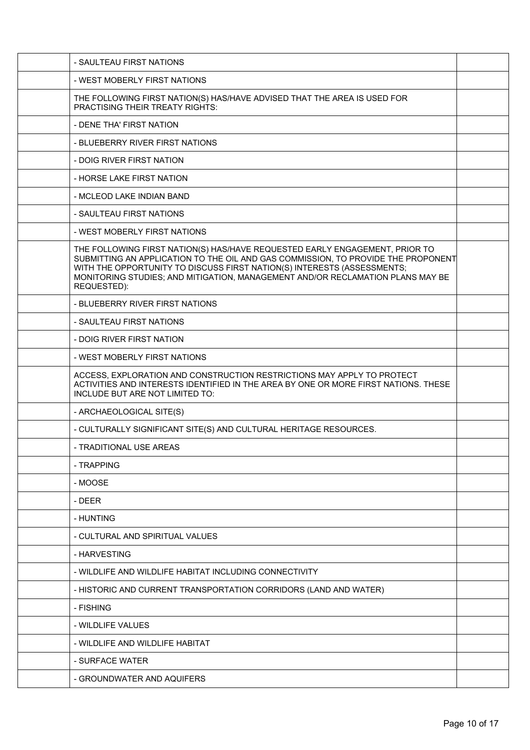| | | |
|---|---|---|
| | - SAULTEAU FIRST NATIONS | |
| | - WEST MOBERLY FIRST NATIONS | |
| | THE FOLLOWING FIRST NATION(S) HAS/HAVE ADVISED THAT THE AREA IS USED FOR PRACTISING THEIR TREATY RIGHTS: | |
| | - DENE THA' FIRST NATION | |
| | - BLUEBERRY RIVER FIRST NATIONS | |
| | - DOIG RIVER FIRST NATION | |
| | - HORSE LAKE FIRST NATION | |
| | - MCLEOD LAKE INDIAN BAND | |
| | - SAULTEAU FIRST NATIONS | |
| | - WEST MOBERLY FIRST NATIONS | |
| | THE FOLLOWING FIRST NATION(S) HAS/HAVE REQUESTED EARLY ENGAGEMENT, PRIOR TO SUBMITTING AN APPLICATION TO THE OIL AND GAS COMMISSION, TO PROVIDE THE PROPONENT WITH THE OPPORTUNITY TO DISCUSS FIRST NATION(S) INTERESTS (ASSESSMENTS; MONITORING STUDIES; AND MITIGATION, MANAGEMENT AND/OR RECLAMATION PLANS MAY BE REQUESTED): | |
| | - BLUEBERRY RIVER FIRST NATIONS | |
| | - SAULTEAU FIRST NATIONS | |
| | - DOIG RIVER FIRST NATION | |
| | - WEST MOBERLY FIRST NATIONS | |
| | ACCESS, EXPLORATION AND CONSTRUCTION RESTRICTIONS MAY APPLY TO PROTECT ACTIVITIES AND INTERESTS IDENTIFIED IN THE AREA BY ONE OR MORE FIRST NATIONS. THESE INCLUDE BUT ARE NOT LIMITED TO: | |
| | - ARCHAEOLOGICAL SITE(S) | |
| | - CULTURALLY SIGNIFICANT SITE(S) AND CULTURAL HERITAGE RESOURCES. | |
| | - TRADITIONAL USE AREAS | |
| | - TRAPPING | |
| | - MOOSE | |
| | - DEER | |
| | - HUNTING | |
| | - CULTURAL AND SPIRITUAL VALUES | |
| | - HARVESTING | |
| | - WILDLIFE AND WILDLIFE HABITAT INCLUDING CONNECTIVITY | |
| | - HISTORIC AND CURRENT TRANSPORTATION CORRIDORS (LAND AND WATER) | |
| | - FISHING | |
| | - WILDLIFE VALUES | |
| | - WILDLIFE AND WILDLIFE HABITAT | |
| | - SURFACE WATER | |
| | - GROUNDWATER AND AQUIFERS | |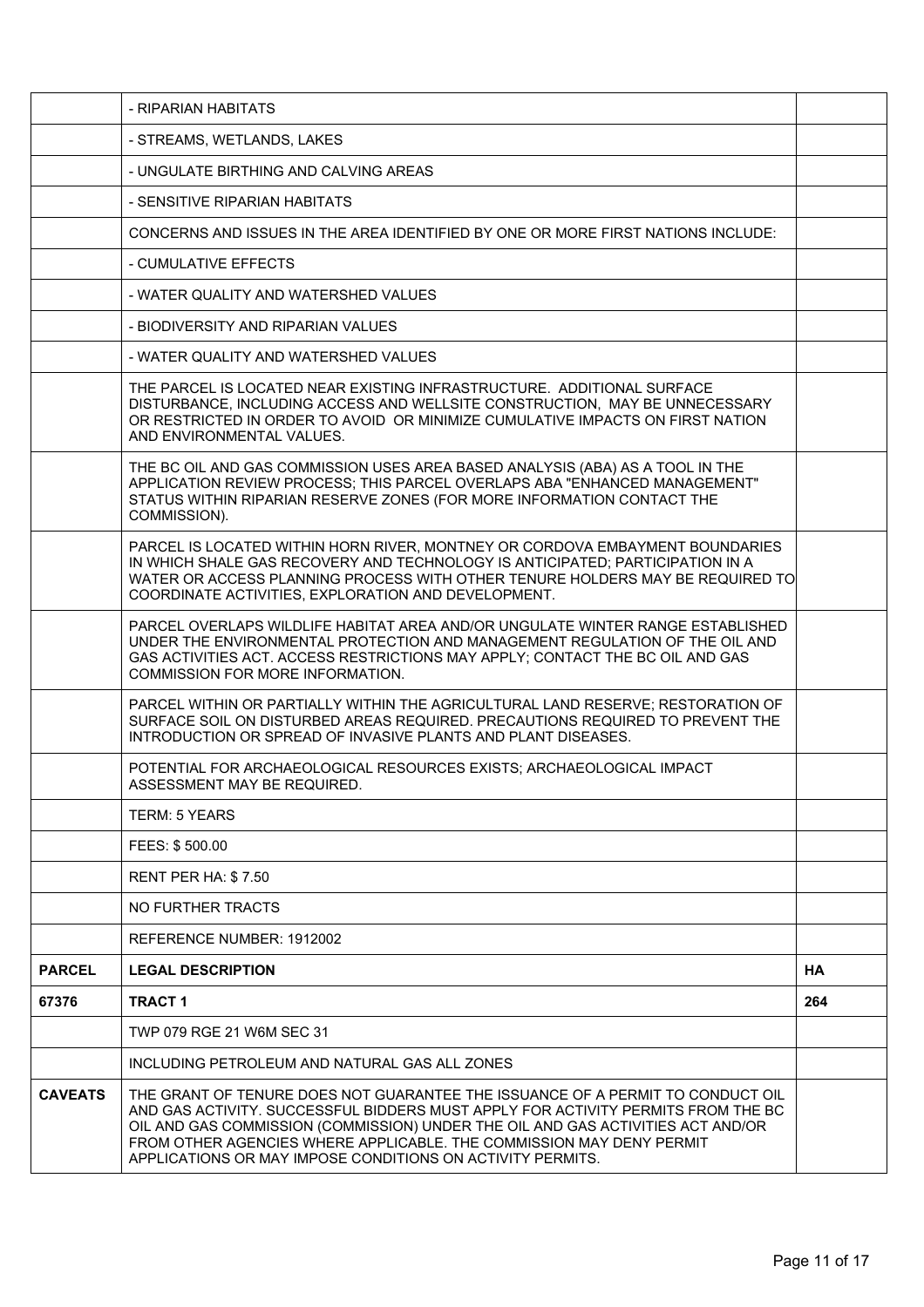| | | |
|---|---|---|
| | - RIPARIAN HABITATS | |
| | - STREAMS, WETLANDS, LAKES | |
| | - UNGULATE BIRTHING AND CALVING AREAS | |
| | - SENSITIVE RIPARIAN HABITATS | |
| | CONCERNS AND ISSUES IN THE AREA IDENTIFIED BY ONE OR MORE FIRST NATIONS INCLUDE: | |
| | - CUMULATIVE EFFECTS | |
| | - WATER QUALITY AND WATERSHED VALUES | |
| | - BIODIVERSITY AND RIPARIAN VALUES | |
| | - WATER QUALITY AND WATERSHED VALUES | |
| | THE PARCEL IS LOCATED NEAR EXISTING INFRASTRUCTURE. ADDITIONAL SURFACE DISTURBANCE, INCLUDING ACCESS AND WELLSITE CONSTRUCTION, MAY BE UNNECESSARY OR RESTRICTED IN ORDER TO AVOID OR MINIMIZE CUMULATIVE IMPACTS ON FIRST NATION AND ENVIRONMENTAL VALUES. | |
| | THE BC OIL AND GAS COMMISSION USES AREA BASED ANALYSIS (ABA) AS A TOOL IN THE APPLICATION REVIEW PROCESS; THIS PARCEL OVERLAPS ABA "ENHANCED MANAGEMENT" STATUS WITHIN RIPARIAN RESERVE ZONES (FOR MORE INFORMATION CONTACT THE COMMISSION). | |
| | PARCEL IS LOCATED WITHIN HORN RIVER, MONTNEY OR CORDOVA EMBAYMENT BOUNDARIES IN WHICH SHALE GAS RECOVERY AND TECHNOLOGY IS ANTICIPATED; PARTICIPATION IN A WATER OR ACCESS PLANNING PROCESS WITH OTHER TENURE HOLDERS MAY BE REQUIRED TO COORDINATE ACTIVITIES, EXPLORATION AND DEVELOPMENT. | |
| | PARCEL OVERLAPS WILDLIFE HABITAT AREA AND/OR UNGULATE WINTER RANGE ESTABLISHED UNDER THE ENVIRONMENTAL PROTECTION AND MANAGEMENT REGULATION OF THE OIL AND GAS ACTIVITIES ACT. ACCESS RESTRICTIONS MAY APPLY; CONTACT THE BC OIL AND GAS COMMISSION FOR MORE INFORMATION. | |
| | PARCEL WITHIN OR PARTIALLY WITHIN THE AGRICULTURAL LAND RESERVE; RESTORATION OF SURFACE SOIL ON DISTURBED AREAS REQUIRED. PRECAUTIONS REQUIRED TO PREVENT THE INTRODUCTION OR SPREAD OF INVASIVE PLANTS AND PLANT DISEASES. | |
| | POTENTIAL FOR ARCHAEOLOGICAL RESOURCES EXISTS; ARCHAEOLOGICAL IMPACT ASSESSMENT MAY BE REQUIRED. | |
| | TERM: 5 YEARS | |
| | FEES: $ 500.00 | |
| | RENT PER HA: $ 7.50 | |
| | NO FURTHER TRACTS | |
| | REFERENCE NUMBER: 1912002 | |
| **PARCEL** | **LEGAL DESCRIPTION** | **HA** |
| **67376** | **TRACT 1** | **264** |
| | TWP 079 RGE 21 W6M SEC 31 | |
| | INCLUDING PETROLEUM AND NATURAL GAS ALL ZONES | |
| **CAVEATS** | THE GRANT OF TENURE DOES NOT GUARANTEE THE ISSUANCE OF A PERMIT TO CONDUCT OIL AND GAS ACTIVITY. SUCCESSFUL BIDDERS MUST APPLY FOR ACTIVITY PERMITS FROM THE BC OIL AND GAS COMMISSION (COMMISSION) UNDER THE OIL AND GAS ACTIVITIES ACT AND/OR FROM OTHER AGENCIES WHERE APPLICABLE. THE COMMISSION MAY DENY PERMIT APPLICATIONS OR MAY IMPOSE CONDITIONS ON ACTIVITY PERMITS. | |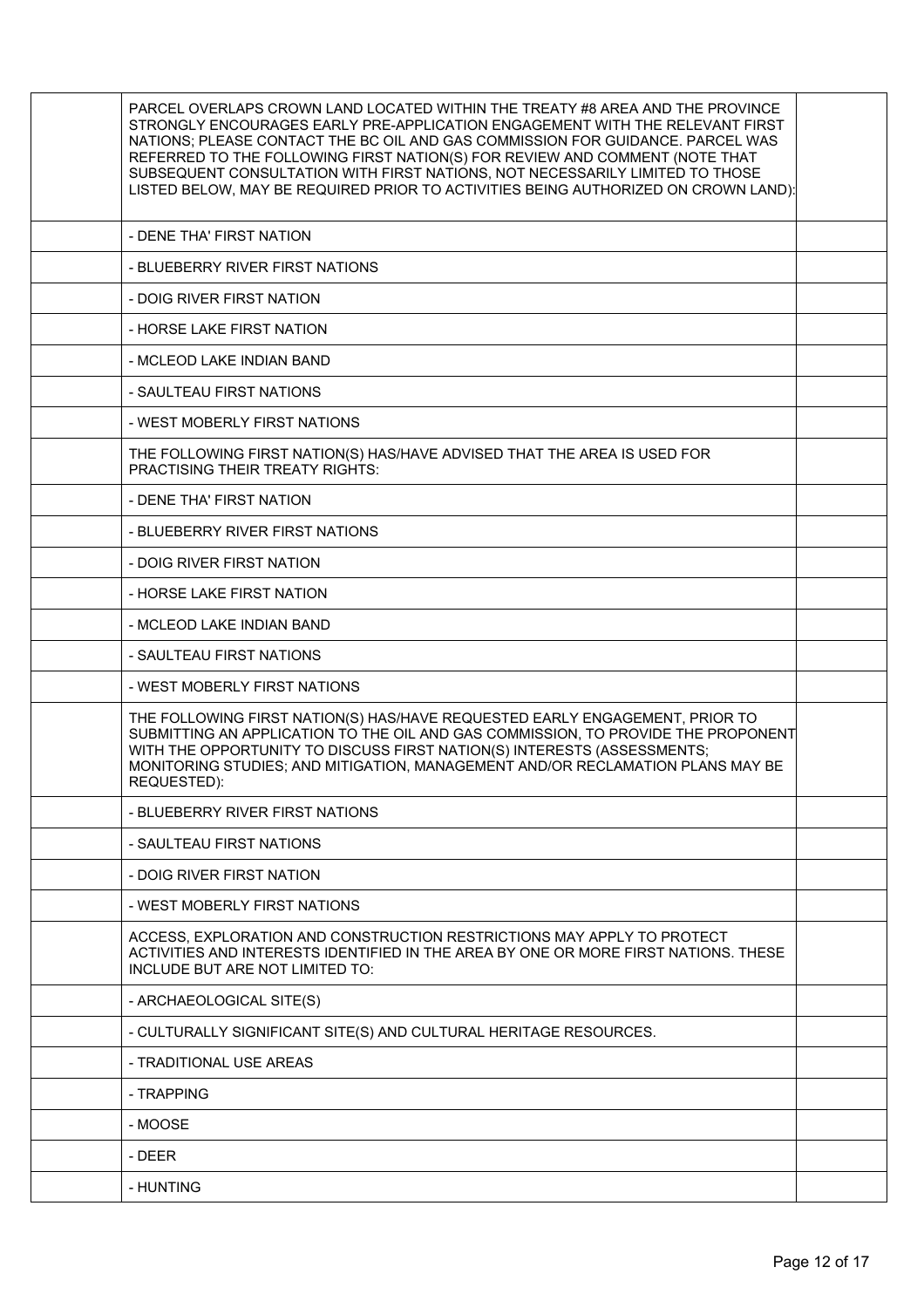| | | |
|---|---|---|
| | PARCEL OVERLAPS CROWN LAND LOCATED WITHIN THE TREATY #8 AREA AND THE PROVINCE STRONGLY ENCOURAGES EARLY PRE-APPLICATION ENGAGEMENT WITH THE RELEVANT FIRST NATIONS; PLEASE CONTACT THE BC OIL AND GAS COMMISSION FOR GUIDANCE. PARCEL WAS REFERRED TO THE FOLLOWING FIRST NATION(S) FOR REVIEW AND COMMENT (NOTE THAT SUBSEQUENT CONSULTATION WITH FIRST NATIONS, NOT NECESSARILY LIMITED TO THOSE LISTED BELOW, MAY BE REQUIRED PRIOR TO ACTIVITIES BEING AUTHORIZED ON CROWN LAND): | |
| | - DENE THA' FIRST NATION | |
| | - BLUEBERRY RIVER FIRST NATIONS | |
| | - DOIG RIVER FIRST NATION | |
| | - HORSE LAKE FIRST NATION | |
| | - MCLEOD LAKE INDIAN BAND | |
| | - SAULTEAU FIRST NATIONS | |
| | - WEST MOBERLY FIRST NATIONS | |
| | THE FOLLOWING FIRST NATION(S) HAS/HAVE ADVISED THAT THE AREA IS USED FOR PRACTISING THEIR TREATY RIGHTS: | |
| | - DENE THA' FIRST NATION | |
| | - BLUEBERRY RIVER FIRST NATIONS | |
| | - DOIG RIVER FIRST NATION | |
| | - HORSE LAKE FIRST NATION | |
| | - MCLEOD LAKE INDIAN BAND | |
| | - SAULTEAU FIRST NATIONS | |
| | - WEST MOBERLY FIRST NATIONS | |
| | THE FOLLOWING FIRST NATION(S) HAS/HAVE REQUESTED EARLY ENGAGEMENT, PRIOR TO SUBMITTING AN APPLICATION TO THE OIL AND GAS COMMISSION, TO PROVIDE THE PROPONENT WITH THE OPPORTUNITY TO DISCUSS FIRST NATION(S) INTERESTS (ASSESSMENTS; MONITORING STUDIES; AND MITIGATION, MANAGEMENT AND/OR RECLAMATION PLANS MAY BE REQUESTED): | |
| | - BLUEBERRY RIVER FIRST NATIONS | |
| | - SAULTEAU FIRST NATIONS | |
| | - DOIG RIVER FIRST NATION | |
| | - WEST MOBERLY FIRST NATIONS | |
| | ACCESS, EXPLORATION AND CONSTRUCTION RESTRICTIONS MAY APPLY TO PROTECT ACTIVITIES AND INTERESTS IDENTIFIED IN THE AREA BY ONE OR MORE FIRST NATIONS. THESE INCLUDE BUT ARE NOT LIMITED TO: | |
| | - ARCHAEOLOGICAL SITE(S) | |
| | - CULTURALLY SIGNIFICANT SITE(S) AND CULTURAL HERITAGE RESOURCES. | |
| | - TRADITIONAL USE AREAS | |
| | - TRAPPING | |
| | - MOOSE | |
| | - DEER | |
| | - HUNTING | |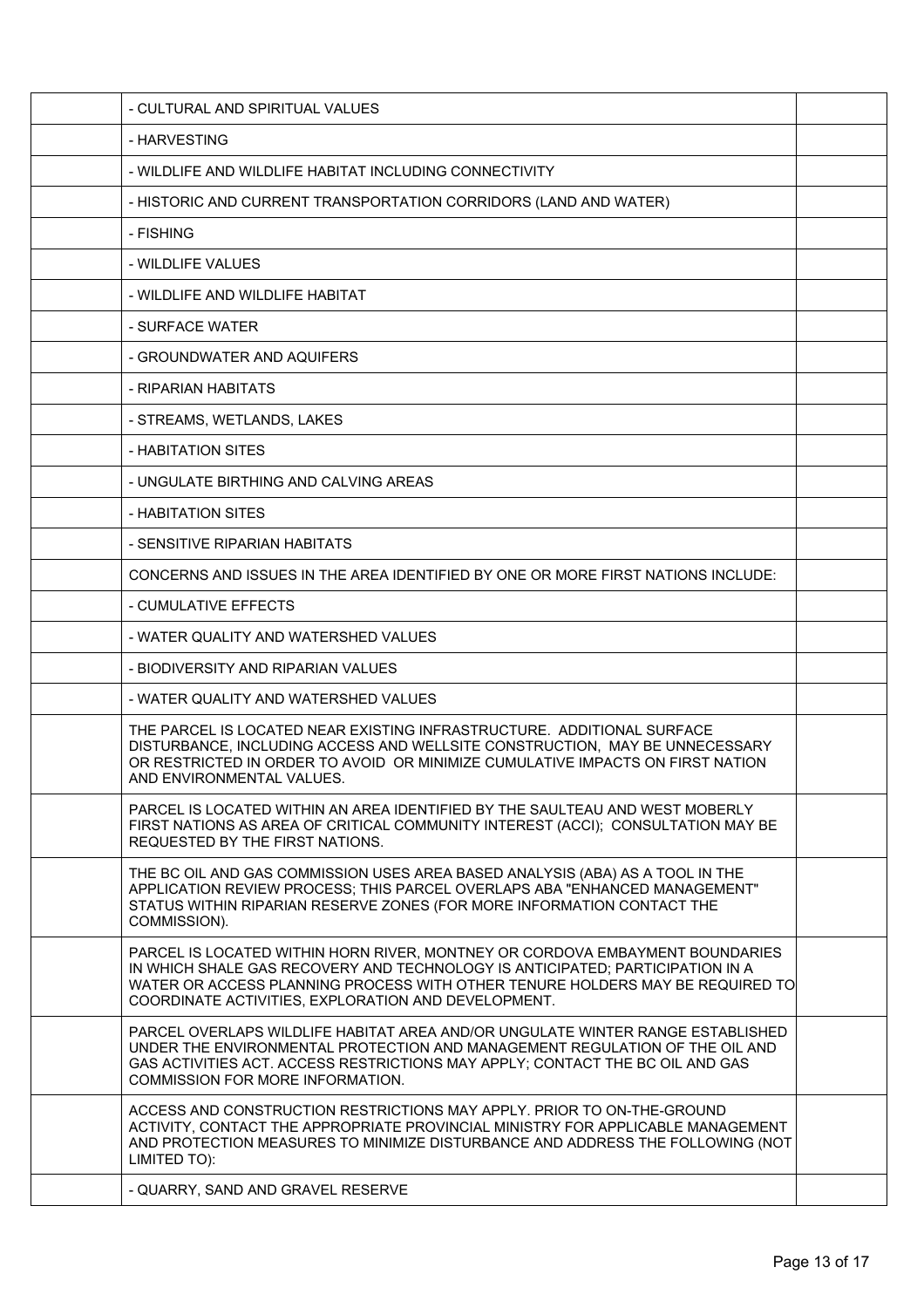| | | |
|---|---|---|
| | - CULTURAL AND SPIRITUAL VALUES | |
| | - HARVESTING | |
| | - WILDLIFE AND WILDLIFE HABITAT INCLUDING CONNECTIVITY | |
| | - HISTORIC AND CURRENT TRANSPORTATION CORRIDORS (LAND AND WATER) | |
| | - FISHING | |
| | - WILDLIFE VALUES | |
| | - WILDLIFE AND WILDLIFE HABITAT | |
| | - SURFACE WATER | |
| | - GROUNDWATER AND AQUIFERS | |
| | - RIPARIAN HABITATS | |
| | - STREAMS, WETLANDS, LAKES | |
| | - HABITATION SITES | |
| | - UNGULATE BIRTHING AND CALVING AREAS | |
| | - HABITATION SITES | |
| | - SENSITIVE RIPARIAN HABITATS | |
| | CONCERNS AND ISSUES IN THE AREA IDENTIFIED BY ONE OR MORE FIRST NATIONS INCLUDE: | |
| | - CUMULATIVE EFFECTS | |
| | - WATER QUALITY AND WATERSHED VALUES | |
| | - BIODIVERSITY AND RIPARIAN VALUES | |
| | - WATER QUALITY AND WATERSHED VALUES | |
| | THE PARCEL IS LOCATED NEAR EXISTING INFRASTRUCTURE. ADDITIONAL SURFACE DISTURBANCE, INCLUDING ACCESS AND WELLSITE CONSTRUCTION, MAY BE UNNECESSARY OR RESTRICTED IN ORDER TO AVOID OR MINIMIZE CUMULATIVE IMPACTS ON FIRST NATION AND ENVIRONMENTAL VALUES. | |
| | PARCEL IS LOCATED WITHIN AN AREA IDENTIFIED BY THE SAULTEAU AND WEST MOBERLY FIRST NATIONS AS AREA OF CRITICAL COMMUNITY INTEREST (ACCI); CONSULTATION MAY BE REQUESTED BY THE FIRST NATIONS. | |
| | THE BC OIL AND GAS COMMISSION USES AREA BASED ANALYSIS (ABA) AS A TOOL IN THE APPLICATION REVIEW PROCESS; THIS PARCEL OVERLAPS ABA "ENHANCED MANAGEMENT" STATUS WITHIN RIPARIAN RESERVE ZONES (FOR MORE INFORMATION CONTACT THE COMMISSION). | |
| | PARCEL IS LOCATED WITHIN HORN RIVER, MONTNEY OR CORDOVA EMBAYMENT BOUNDARIES IN WHICH SHALE GAS RECOVERY AND TECHNOLOGY IS ANTICIPATED; PARTICIPATION IN A WATER OR ACCESS PLANNING PROCESS WITH OTHER TENURE HOLDERS MAY BE REQUIRED TO COORDINATE ACTIVITIES, EXPLORATION AND DEVELOPMENT. | |
| | PARCEL OVERLAPS WILDLIFE HABITAT AREA AND/OR UNGULATE WINTER RANGE ESTABLISHED UNDER THE ENVIRONMENTAL PROTECTION AND MANAGEMENT REGULATION OF THE OIL AND GAS ACTIVITIES ACT. ACCESS RESTRICTIONS MAY APPLY; CONTACT THE BC OIL AND GAS COMMISSION FOR MORE INFORMATION. | |
| | ACCESS AND CONSTRUCTION RESTRICTIONS MAY APPLY. PRIOR TO ON-THE-GROUND ACTIVITY, CONTACT THE APPROPRIATE PROVINCIAL MINISTRY FOR APPLICABLE MANAGEMENT AND PROTECTION MEASURES TO MINIMIZE DISTURBANCE AND ADDRESS THE FOLLOWING (NOT LIMITED TO): | |
| | - QUARRY, SAND AND GRAVEL RESERVE | |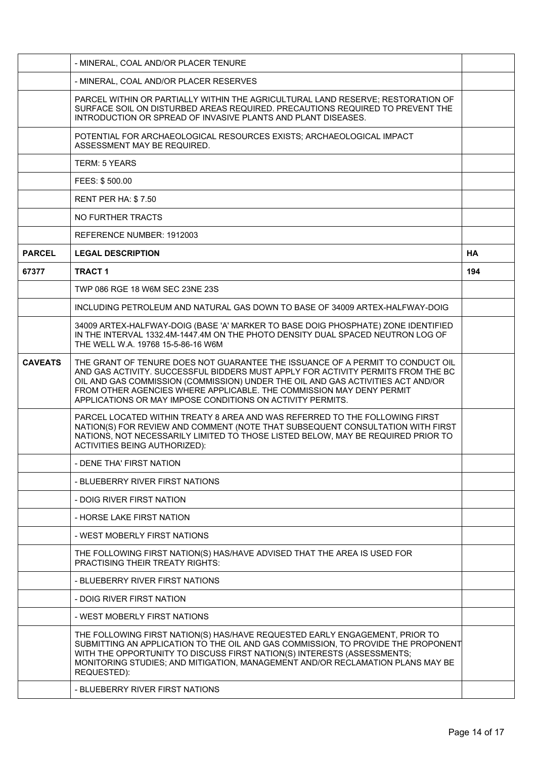| | | |
|---|---|---|
| | - MINERAL, COAL AND/OR PLACER TENURE | |
| | - MINERAL, COAL AND/OR PLACER RESERVES | |
| | PARCEL WITHIN OR PARTIALLY WITHIN THE AGRICULTURAL LAND RESERVE; RESTORATION OF SURFACE SOIL ON DISTURBED AREAS REQUIRED. PRECAUTIONS REQUIRED TO PREVENT THE INTRODUCTION OR SPREAD OF INVASIVE PLANTS AND PLANT DISEASES. | |
| | POTENTIAL FOR ARCHAEOLOGICAL RESOURCES EXISTS; ARCHAEOLOGICAL IMPACT ASSESSMENT MAY BE REQUIRED. | |
| | TERM: 5 YEARS | |
| | FEES: $ 500.00 | |
| | RENT PER HA: $ 7.50 | |
| | NO FURTHER TRACTS | |
| | REFERENCE NUMBER: 1912003 | |
| **PARCEL** | **LEGAL DESCRIPTION** | **HA** |
| **67377** | **TRACT 1** | **194** |
| | TWP 086 RGE 18 W6M SEC 23NE 23S | |
| | INCLUDING PETROLEUM AND NATURAL GAS DOWN TO BASE OF 34009 ARTEX-HALFWAY-DOIG | |
| | 34009 ARTEX-HALFWAY-DOIG (BASE 'A' MARKER TO BASE DOIG PHOSPHATE) ZONE IDENTIFIED IN THE INTERVAL 1332.4M-1447.4M ON THE PHOTO DENSITY DUAL SPACED NEUTRON LOG OF THE WELL W.A. 19768 15-5-86-16 W6M | |
| **CAVEATS** | THE GRANT OF TENURE DOES NOT GUARANTEE THE ISSUANCE OF A PERMIT TO CONDUCT OIL AND GAS ACTIVITY. SUCCESSFUL BIDDERS MUST APPLY FOR ACTIVITY PERMITS FROM THE BC OIL AND GAS COMMISSION (COMMISSION) UNDER THE OIL AND GAS ACTIVITIES ACT AND/OR FROM OTHER AGENCIES WHERE APPLICABLE. THE COMMISSION MAY DENY PERMIT APPLICATIONS OR MAY IMPOSE CONDITIONS ON ACTIVITY PERMITS. | |
| | PARCEL LOCATED WITHIN TREATY 8 AREA AND WAS REFERRED TO THE FOLLOWING FIRST NATION(S) FOR REVIEW AND COMMENT (NOTE THAT SUBSEQUENT CONSULTATION WITH FIRST NATIONS, NOT NECESSARILY LIMITED TO THOSE LISTED BELOW, MAY BE REQUIRED PRIOR TO ACTIVITIES BEING AUTHORIZED): | |
| | - DENE THA' FIRST NATION | |
| | - BLUEBERRY RIVER FIRST NATIONS | |
| | - DOIG RIVER FIRST NATION | |
| | - HORSE LAKE FIRST NATION | |
| | - WEST MOBERLY FIRST NATIONS | |
| | THE FOLLOWING FIRST NATION(S) HAS/HAVE ADVISED THAT THE AREA IS USED FOR PRACTISING THEIR TREATY RIGHTS: | |
| | - BLUEBERRY RIVER FIRST NATIONS | |
| | - DOIG RIVER FIRST NATION | |
| | - WEST MOBERLY FIRST NATIONS | |
| | THE FOLLOWING FIRST NATION(S) HAS/HAVE REQUESTED EARLY ENGAGEMENT, PRIOR TO SUBMITTING AN APPLICATION TO THE OIL AND GAS COMMISSION, TO PROVIDE THE PROPONENT WITH THE OPPORTUNITY TO DISCUSS FIRST NATION(S) INTERESTS (ASSESSMENTS; MONITORING STUDIES; AND MITIGATION, MANAGEMENT AND/OR RECLAMATION PLANS MAY BE REQUESTED): | |
| | - BLUEBERRY RIVER FIRST NATIONS | |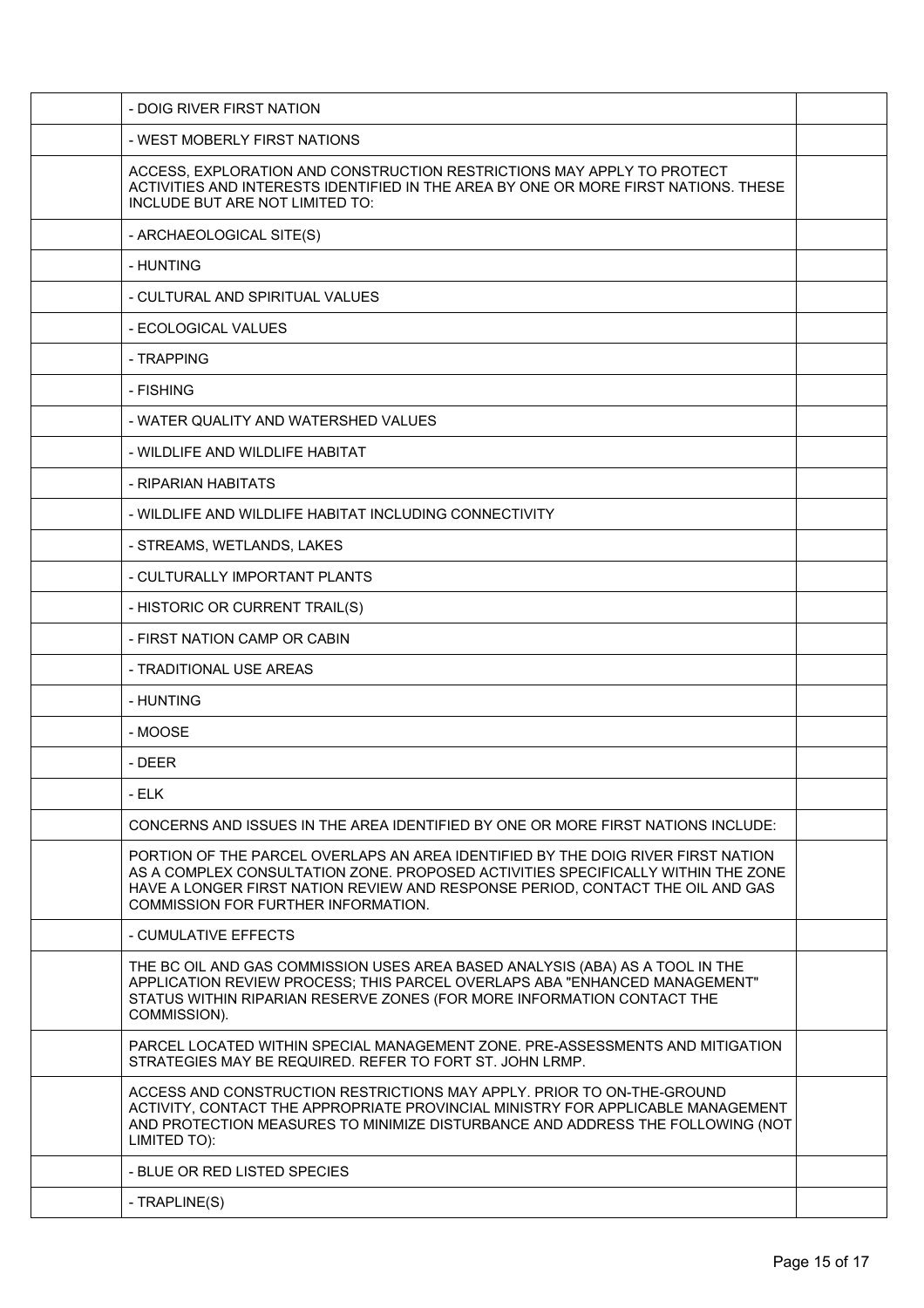| | | |
|---|---|---|
| | - DOIG RIVER FIRST NATION | |
| | - WEST MOBERLY FIRST NATIONS | |
| | ACCESS, EXPLORATION AND CONSTRUCTION RESTRICTIONS MAY APPLY TO PROTECT ACTIVITIES AND INTERESTS IDENTIFIED IN THE AREA BY ONE OR MORE FIRST NATIONS. THESE INCLUDE BUT ARE NOT LIMITED TO: | |
| | - ARCHAEOLOGICAL SITE(S) | |
| | - HUNTING | |
| | - CULTURAL AND SPIRITUAL VALUES | |
| | - ECOLOGICAL VALUES | |
| | - TRAPPING | |
| | - FISHING | |
| | - WATER QUALITY AND WATERSHED VALUES | |
| | - WILDLIFE AND WILDLIFE HABITAT | |
| | - RIPARIAN HABITATS | |
| | - WILDLIFE AND WILDLIFE HABITAT INCLUDING CONNECTIVITY | |
| | - STREAMS, WETLANDS, LAKES | |
| | - CULTURALLY IMPORTANT PLANTS | |
| | - HISTORIC OR CURRENT TRAIL(S) | |
| | - FIRST NATION CAMP OR CABIN | |
| | - TRADITIONAL USE AREAS | |
| | - HUNTING | |
| | - MOOSE | |
| | - DEER | |
| | - ELK | |
| | CONCERNS AND ISSUES IN THE AREA IDENTIFIED BY ONE OR MORE FIRST NATIONS INCLUDE: | |
| | PORTION OF THE PARCEL OVERLAPS AN AREA IDENTIFIED BY THE DOIG RIVER FIRST NATION AS A COMPLEX CONSULTATION ZONE. PROPOSED ACTIVITIES SPECIFICALLY WITHIN THE ZONE HAVE A LONGER FIRST NATION REVIEW AND RESPONSE PERIOD, CONTACT THE OIL AND GAS COMMISSION FOR FURTHER INFORMATION. | |
| | - CUMULATIVE EFFECTS | |
| | THE BC OIL AND GAS COMMISSION USES AREA BASED ANALYSIS (ABA) AS A TOOL IN THE APPLICATION REVIEW PROCESS; THIS PARCEL OVERLAPS ABA "ENHANCED MANAGEMENT" STATUS WITHIN RIPARIAN RESERVE ZONES (FOR MORE INFORMATION CONTACT THE COMMISSION). | |
| | PARCEL LOCATED WITHIN SPECIAL MANAGEMENT ZONE. PRE-ASSESSMENTS AND MITIGATION STRATEGIES MAY BE REQUIRED. REFER TO FORT ST. JOHN LRMP. | |
| | ACCESS AND CONSTRUCTION RESTRICTIONS MAY APPLY. PRIOR TO ON-THE-GROUND ACTIVITY, CONTACT THE APPROPRIATE PROVINCIAL MINISTRY FOR APPLICABLE MANAGEMENT AND PROTECTION MEASURES TO MINIMIZE DISTURBANCE AND ADDRESS THE FOLLOWING (NOT LIMITED TO): | |
| | - BLUE OR RED LISTED SPECIES | |
| | - TRAPLINE(S) | |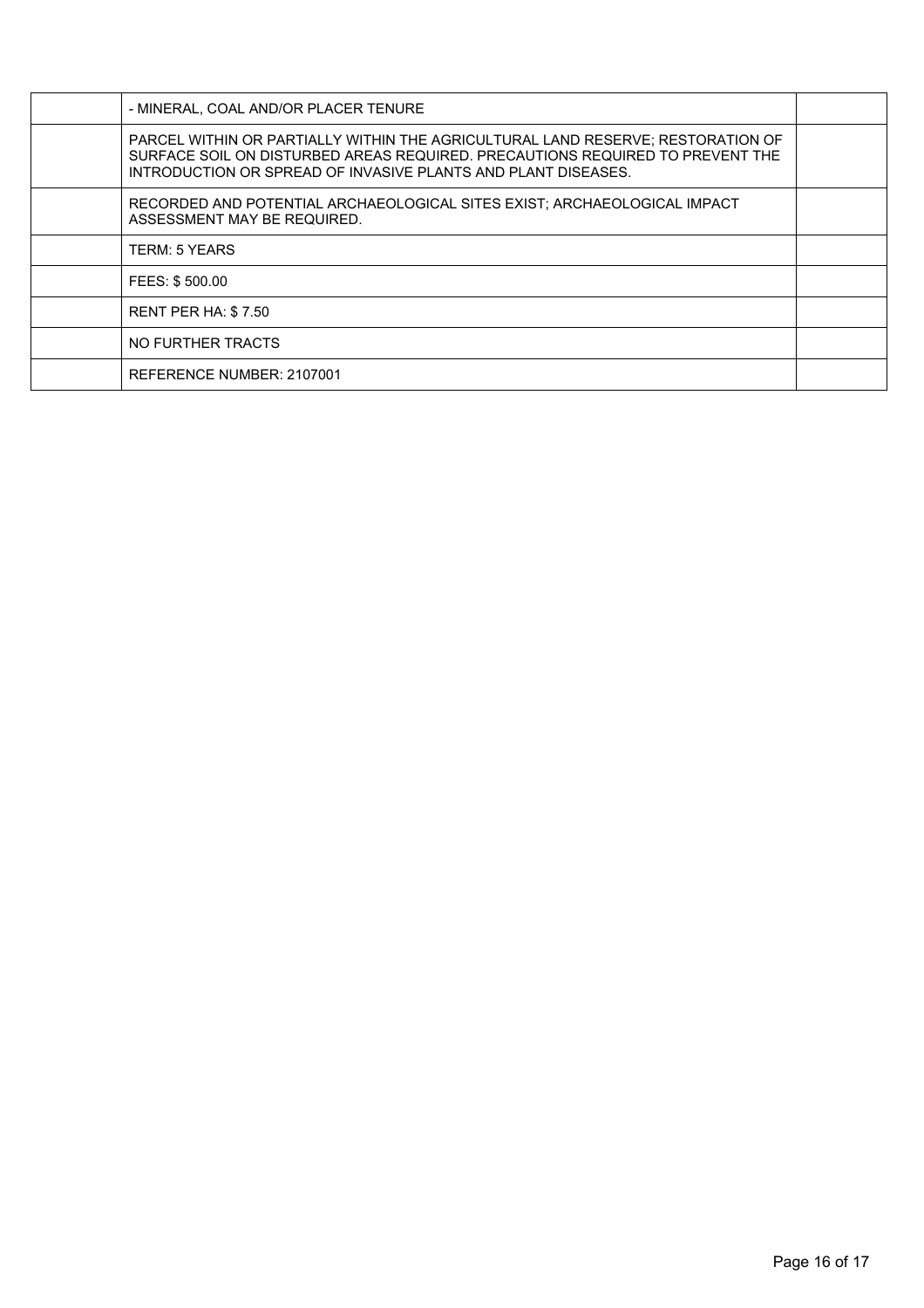|  |  |  |
|---|---|---|
|  | - MINERAL, COAL AND/OR PLACER TENURE |  |
|  | PARCEL WITHIN OR PARTIALLY WITHIN THE AGRICULTURAL LAND RESERVE; RESTORATION OF SURFACE SOIL ON DISTURBED AREAS REQUIRED. PRECAUTIONS REQUIRED TO PREVENT THE INTRODUCTION OR SPREAD OF INVASIVE PLANTS AND PLANT DISEASES. |  |
|  | RECORDED AND POTENTIAL ARCHAEOLOGICAL SITES EXIST; ARCHAEOLOGICAL IMPACT ASSESSMENT MAY BE REQUIRED. |  |
|  | TERM: 5 YEARS |  |
|  | FEES: $ 500.00 |  |
|  | RENT PER HA: $ 7.50 |  |
|  | NO FURTHER TRACTS |  |
|  | REFERENCE NUMBER: 2107001 |  |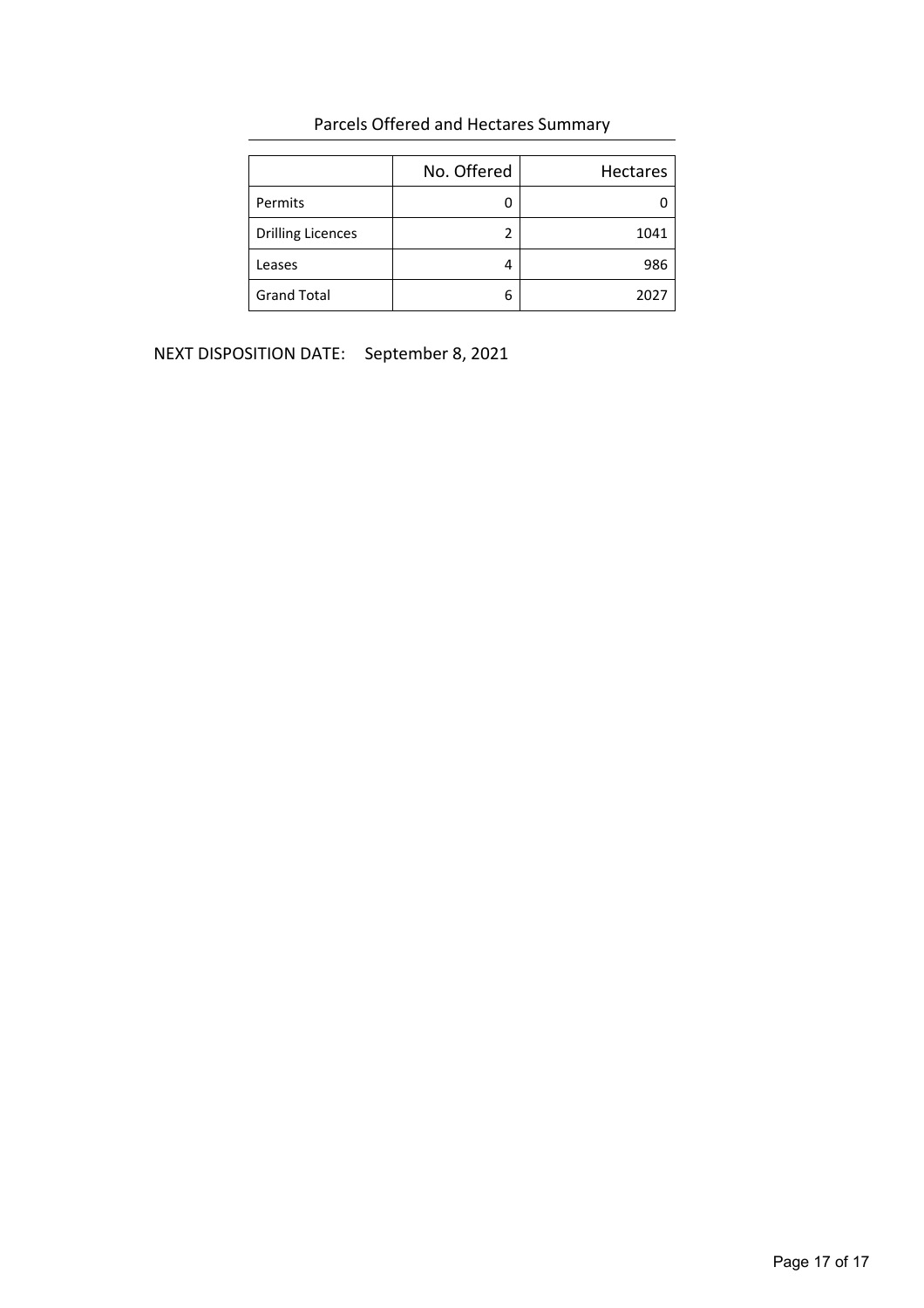## Parcels Offered and Hectares Summary

| | No. Offered | Hectares |
|---|---|---|
| Permits | 0 | 0 |
| Drilling Licences | 2 | 1041 |
| Leases | 4 | 986 |
| Grand Total | 6 | 2027 |

NEXT DISPOSITION DATE: September 8, 2021